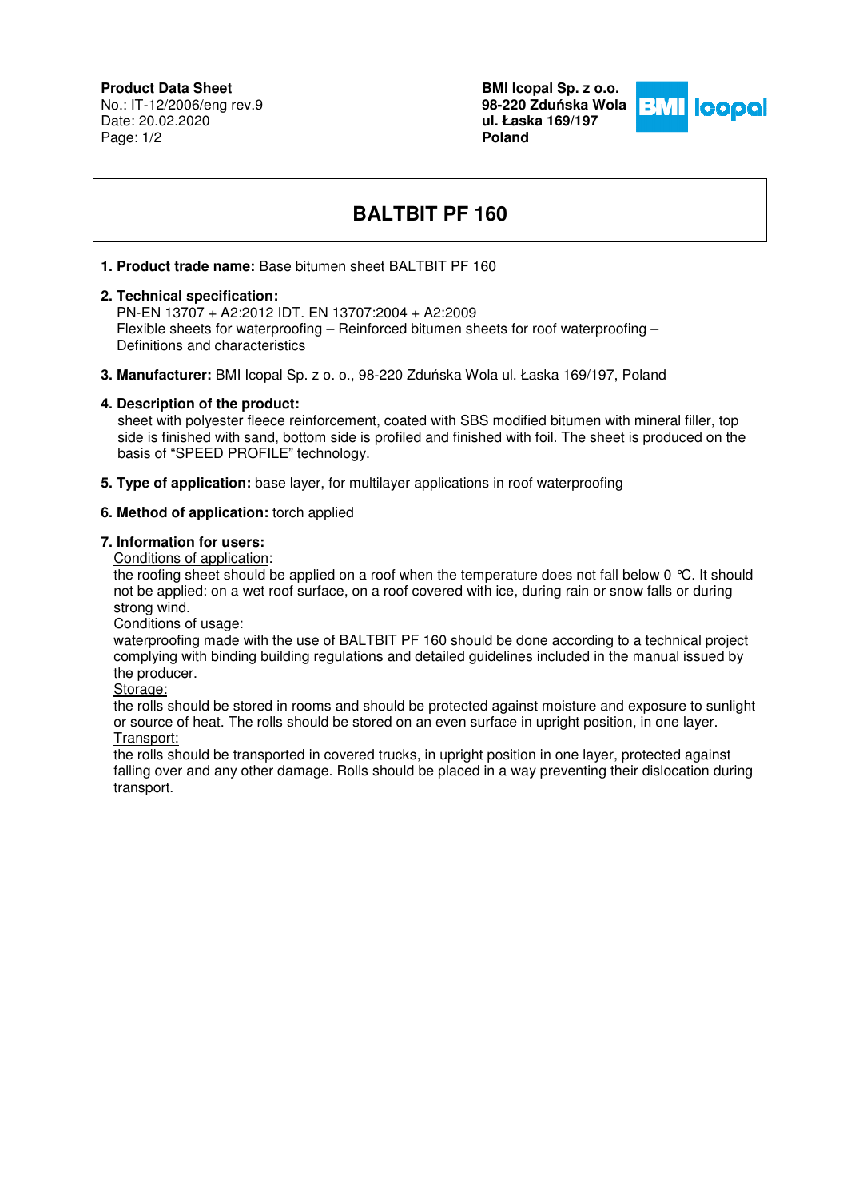**Product Data Sheet**
No.: IT-12/2006/eng rev.9
Date: 20.02.2020

**BMI Icopal Sp. z o.o.**
**98-220 Zduńska Wola**
**ul. Łaska 169/197**
**Poland**

# BALTBIT PF 160

1. **Product trade name:** Base bitumen sheet BALTBIT PF 160

2. **Technical specification:**
   PN-EN 13707 + A2:2012 IDT. EN 13707:2004 + A2:2009
   Flexible sheets for waterproofing – Reinforced bitumen sheets for roof waterproofing – Definitions and characteristics

3. **Manufacturer:** BMI Icopal Sp. z o. o., 98-220 Zduńska Wola ul. Łaska 169/197, Poland

4. **Description of the product:**
   sheet with polyester fleece reinforcement, coated with SBS modified bitumen with mineral filler, top side is finished with sand, bottom side is profiled and finished with foil. The sheet is produced on the basis of "SPEED PROFILE" technology.

5. **Type of application:** base layer, for multilayer applications in roof waterproofing

6. **Method of application:** torch applied

7. **Information for users:**

   Conditions of application:
   the roofing sheet should be applied on a roof when the temperature does not fall below 0 °C. It should not be applied: on a wet roof surface, on a roof covered with ice, during rain or snow falls or during strong wind.

   Conditions of usage:
   waterproofing made with the use of BALTBIT PF 160 should be done according to a technical project complying with binding building regulations and detailed guidelines included in the manual issued by the producer.

   Storage:
   the rolls should be stored in rooms and should be protected against moisture and exposure to sunlight or source of heat. The rolls should be stored on an even surface in upright position, in one layer.

   Transport:
   the rolls should be transported in covered trucks, in upright position in one layer, protected against falling over and any other damage. Rolls should be placed in a way preventing their dislocation during transport.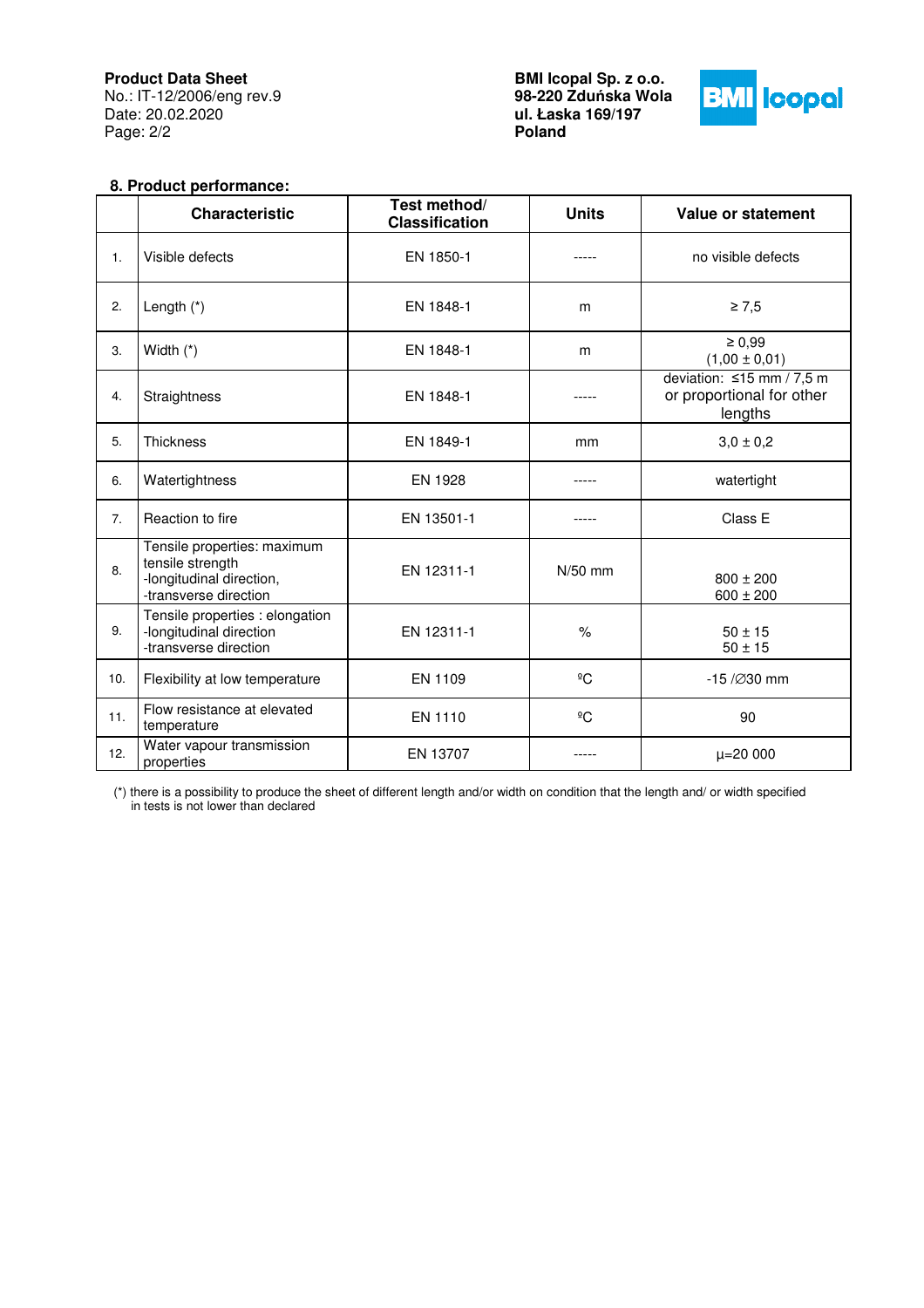**Product Data Sheet**
No.: IT-12/2006/eng rev.9
Date: 20.02.2020

**BMI Icopal Sp. z o.o.**
**98-220 Zduńska Wola**
**ul. Łaska 169/197**
**Poland**

### 8. Product performance:

| | Characteristic | Test method/ Classification | Units | Value or statement |
|---|---|---|---|---|
| 1. | Visible defects | EN 1850-1 | ----- | no visible defects |
| 2. | Length (*) | EN 1848-1 | m | ≥ 7,5 |
| 3. | Width (*) | EN 1848-1 | m | ≥ 0,99<br>(1,00 ± 0,01) |
| 4. | Straightness | EN 1848-1 | ----- | deviation: ≤15 mm / 7,5 m or proportional for other lengths |
| 5. | Thickness | EN 1849-1 | mm | 3,0 ± 0,2 |
| 6. | Watertightness | EN 1928 | ----- | watertight |
| 7. | Reaction to fire | EN 13501-1 | ----- | Class E |
| 8. | Tensile properties: maximum tensile strength<br>-longitudinal direction,<br>-transverse direction | EN 12311-1 | N/50 mm | 800 ± 200<br>600 ± 200 |
| 9. | Tensile properties : elongation<br>-longitudinal direction<br>-transverse direction | EN 12311-1 | % | 50 ± 15<br>50 ± 15 |
| 10. | Flexibility at low temperature | EN 1109 | ºC | -15 /∅30 mm |
| 11. | Flow resistance at elevated temperature | EN 1110 | ºC | 90 |
| 12. | Water vapour transmission properties | EN 13707 | ----- | $\mu$=20 000 |

(*) there is a possibility to produce the sheet of different length and/or width on condition that the length and/ or width specified in tests is not lower than declared